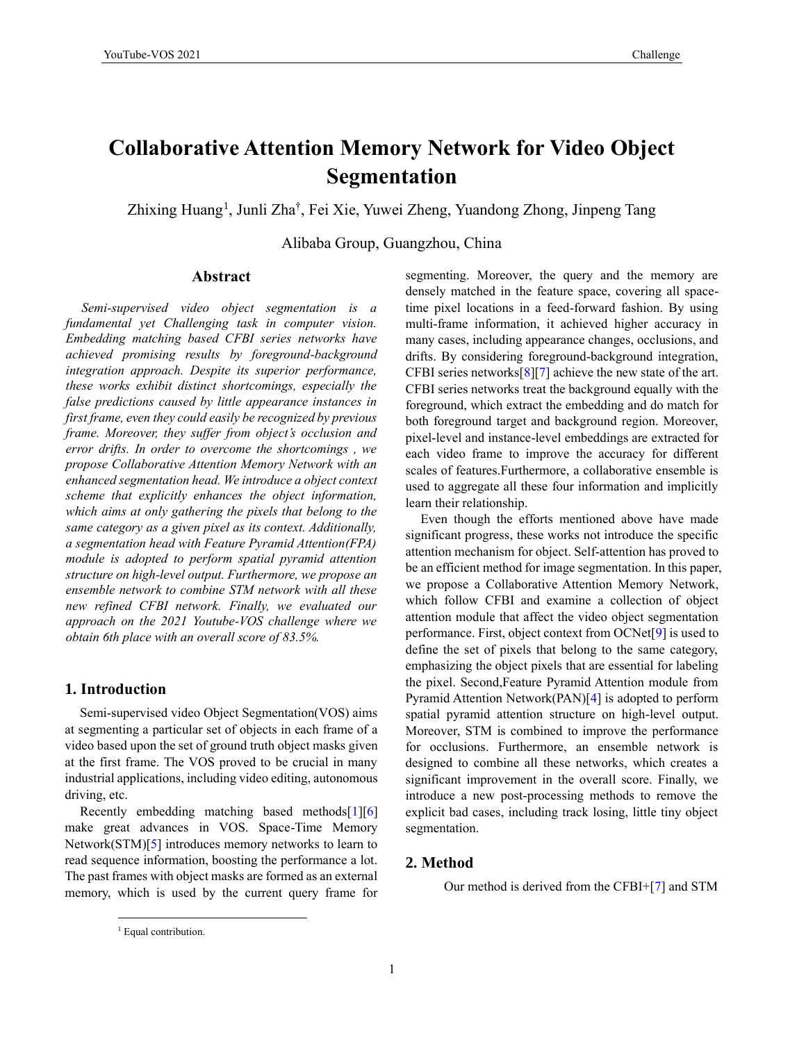# Collaborative Attention Memory Network for Video Object Segmentation

Zhixing Huang[1], Junli Zha[†], Fei Xie, Yuwei Zheng, Yuandong Zhong, Jinpeng Tang

Alibaba Group, Guangzhou, China

## Abstract

*Semi-supervised video object segmentation is a fundamental yet Challenging task in computer vision. Embedding matching based CFBI series networks have achieved promising results by foreground-background integration approach. Despite its superior performance, these works exhibit distinct shortcomings, especially the false predictions caused by little appearance instances in first frame, even they could easily be recognized by previous frame. Moreover, they suffer from object's occlusion and error drifts. In order to overcome the shortcomings , we propose Collaborative Attention Memory Network with an enhanced segmentation head. We introduce a object context scheme that explicitly enhances the object information, which aims at only gathering the pixels that belong to the same category as a given pixel as its context. Additionally, a segmentation head with Feature Pyramid Attention(FPA) module is adopted to perform spatial pyramid attention structure on high-level output. Furthermore, we propose an ensemble network to combine STM network with all these new refined CFBI network. Finally, we evaluated our approach on the 2021 Youtube-VOS challenge where we obtain 6th place with an overall score of 83.5%.*

## 1. Introduction

Semi-supervised video Object Segmentation(VOS) aims at segmenting a particular set of objects in each frame of a video based upon the set of ground truth object masks given at the first frame. The VOS proved to be crucial in many industrial applications, including video editing, autonomous driving, etc.

Recently embedding matching based methods[1][6] make great advances in VOS. Space-Time Memory Network(STM)[5] introduces memory networks to learn to read sequence information, boosting the performance a lot. The past frames with object masks are formed as an external memory, which is used by the current query frame for segmenting. Moreover, the query and the memory are densely matched in the feature space, covering all space-time pixel locations in a feed-forward fashion. By using multi-frame information, it achieved higher accuracy in many cases, including appearance changes, occlusions, and drifts. By considering foreground-background integration, CFBI series networks[8][7] achieve the new state of the art. CFBI series networks treat the background equally with the foreground, which extract the embedding and do match for both foreground target and background region. Moreover, pixel-level and instance-level embeddings are extracted for each video frame to improve the accuracy for different scales of features.Furthermore, a collaborative ensemble is used to aggregate all these four information and implicitly learn their relationship.

Even though the efforts mentioned above have made significant progress, these works not introduce the specific attention mechanism for object. Self-attention has proved to be an efficient method for image segmentation. In this paper, we propose a Collaborative Attention Memory Network, which follow CFBI and examine a collection of object attention module that affect the video object segmentation performance. First, object context from OCNet[9] is used to define the set of pixels that belong to the same category, emphasizing the object pixels that are essential for labeling the pixel. Second,Feature Pyramid Attention module from Pyramid Attention Network(PAN)[4] is adopted to perform spatial pyramid attention structure on high-level output. Moreover, STM is combined to improve the performance for occlusions. Furthermore, an ensemble network is designed to combine all these networks, which creates a significant improvement in the overall score. Finally, we introduce a new post-processing methods to remove the explicit bad cases, including track losing, little tiny object segmentation.

## 2. Method

Our method is derived from the CFBI+[7] and STM

[1] Equal contribution.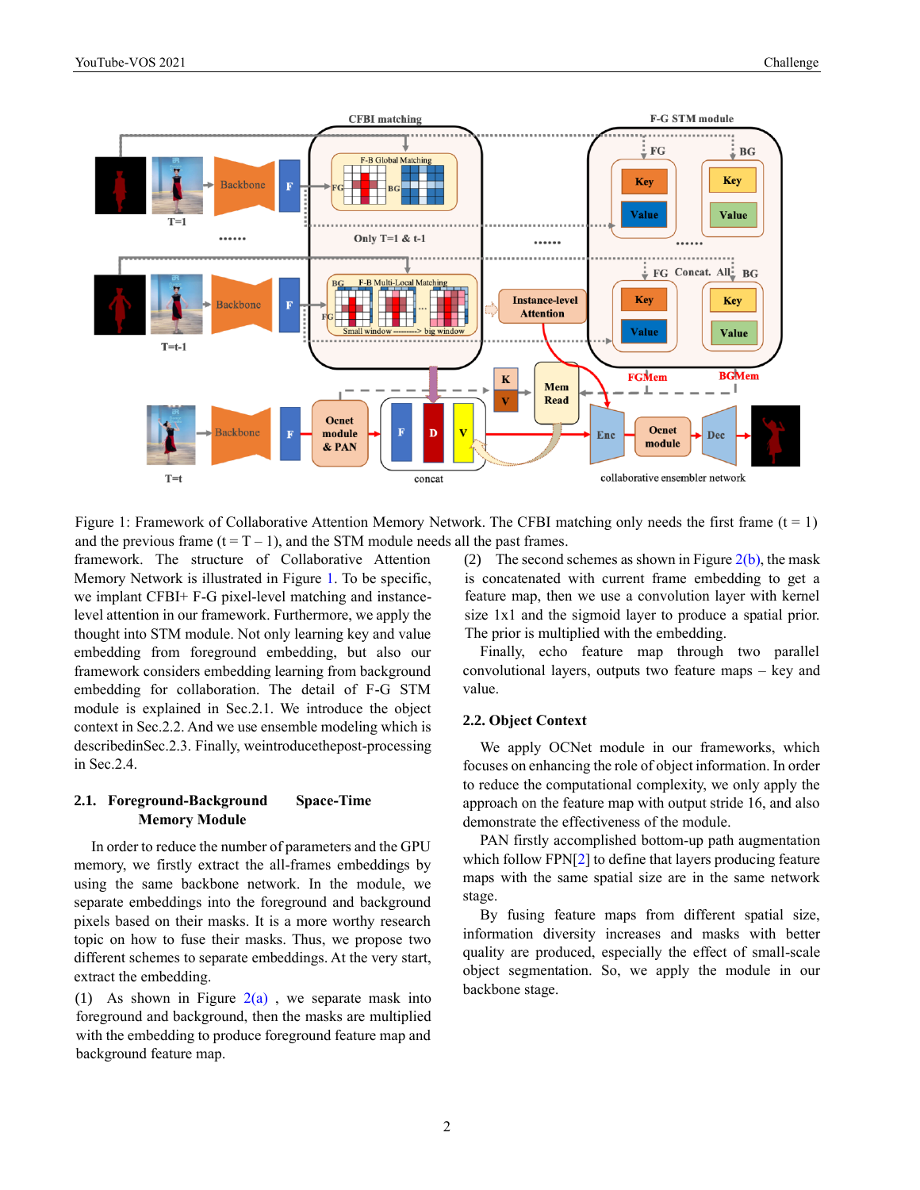Figure 1: Framework of Collaborative Attention Memory Network. The CFBI matching only needs the first frame (t = 1) and the previous frame (t = T – 1), and the STM module needs all the past frames.

framework. The structure of Collaborative Attention Memory Network is illustrated in Figure 1. To be specific, we implant CFBI+ F-G pixel-level matching and instance-level attention in our framework. Furthermore, we apply the thought into STM module. Not only learning key and value embedding from foreground embedding, but also our framework considers embedding learning from background embedding for collaboration. The detail of F-G STM module is explained in Sec.2.1. We introduce the object context in Sec.2.2. And we use ensemble modeling which is describedinSec.2.3. Finally, weintroducethepost-processing in Sec.2.4.

### 2.1. Foreground-Background Space-Time Memory Module

In order to reduce the number of parameters and the GPU memory, we firstly extract the all-frames embeddings by using the same backbone network. In the module, we separate embeddings into the foreground and background pixels based on their masks. It is a more worthy research topic on how to fuse their masks. Thus, we propose two different schemes to separate embeddings. At the very start, extract the embedding.

(1) As shown in Figure 2(a) , we separate mask into foreground and background, then the masks are multiplied with the embedding to produce foreground feature map and background feature map.

(2) The second schemes as shown in Figure 2(b), the mask is concatenated with current frame embedding to get a feature map, then we use a convolution layer with kernel size 1x1 and the sigmoid layer to produce a spatial prior. The prior is multiplied with the embedding.

Finally, echo feature map through two parallel convolutional layers, outputs two feature maps – key and value.

### 2.2. Object Context

We apply OCNet module in our frameworks, which focuses on enhancing the role of object information. In order to reduce the computational complexity, we only apply the approach on the feature map with output stride 16, and also demonstrate the effectiveness of the module.

PAN firstly accomplished bottom-up path augmentation which follow FPN[2] to define that layers producing feature maps with the same spatial size are in the same network stage.

By fusing feature maps from different spatial size, information diversity increases and masks with better quality are produced, especially the effect of small-scale object segmentation. So, we apply the module in our backbone stage.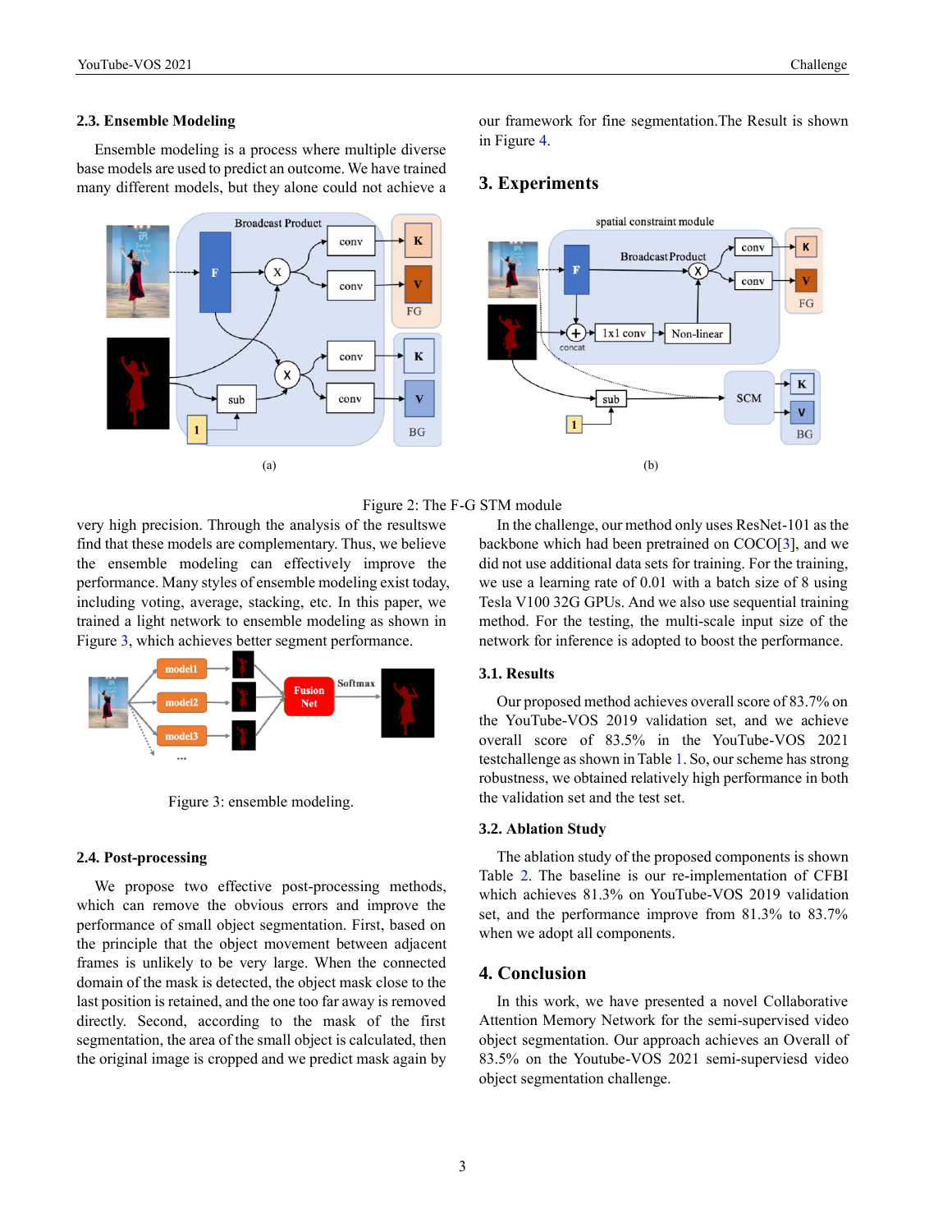### 2.3. Ensemble Modeling

Ensemble modeling is a process where multiple diverse base models are used to predict an outcome. We have trained many different models, but they alone could not achieve a very high precision. Through the analysis of the resultswe find that these models are complementary. Thus, we believe the ensemble modeling can effectively improve the performance. Many styles of ensemble modeling exist today, including voting, average, stacking, etc. In this paper, we trained a light network to ensemble modeling as shown in Figure 3, which achieves better segment performance.

Figure 2: The F-G STM module

Figure 3: ensemble modeling.

### 2.4. Post-processing

We propose two effective post-processing methods, which can remove the obvious errors and improve the performance of small object segmentation. First, based on the principle that the object movement between adjacent frames is unlikely to be very large. When the connected domain of the mask is detected, the object mask close to the last position is retained, and the one too far away is removed directly. Second, according to the mask of the first segmentation, the area of the small object is calculated, then the original image is cropped and we predict mask again by our framework for fine segmentation.The Result is shown in Figure 4.

## 3. Experiments

In the challenge, our method only uses ResNet-101 as the backbone which had been pretrained on COCO[3], and we did not use additional data sets for training. For the training, we use a learning rate of 0.01 with a batch size of 8 using Tesla V100 32G GPUs. And we also use sequential training method. For the testing, the multi-scale input size of the network for inference is adopted to boost the performance.

### 3.1. Results

Our proposed method achieves overall score of 83.7% on the YouTube-VOS 2019 validation set, and we achieve overall score of 83.5% in the YouTube-VOS 2021 testchallenge as shown in Table 1. So, our scheme has strong robustness, we obtained relatively high performance in both the validation set and the test set.

### 3.2. Ablation Study

The ablation study of the proposed components is shown Table 2. The baseline is our re-implementation of CFBI which achieves 81.3% on YouTube-VOS 2019 validation set, and the performance improve from 81.3% to 83.7% when we adopt all components.

## 4. Conclusion

In this work, we have presented a novel Collaborative Attention Memory Network for the semi-supervised video object segmentation. Our approach achieves an Overall of 83.5% on the Youtube-VOS 2021 semi-superviesd video object segmentation challenge.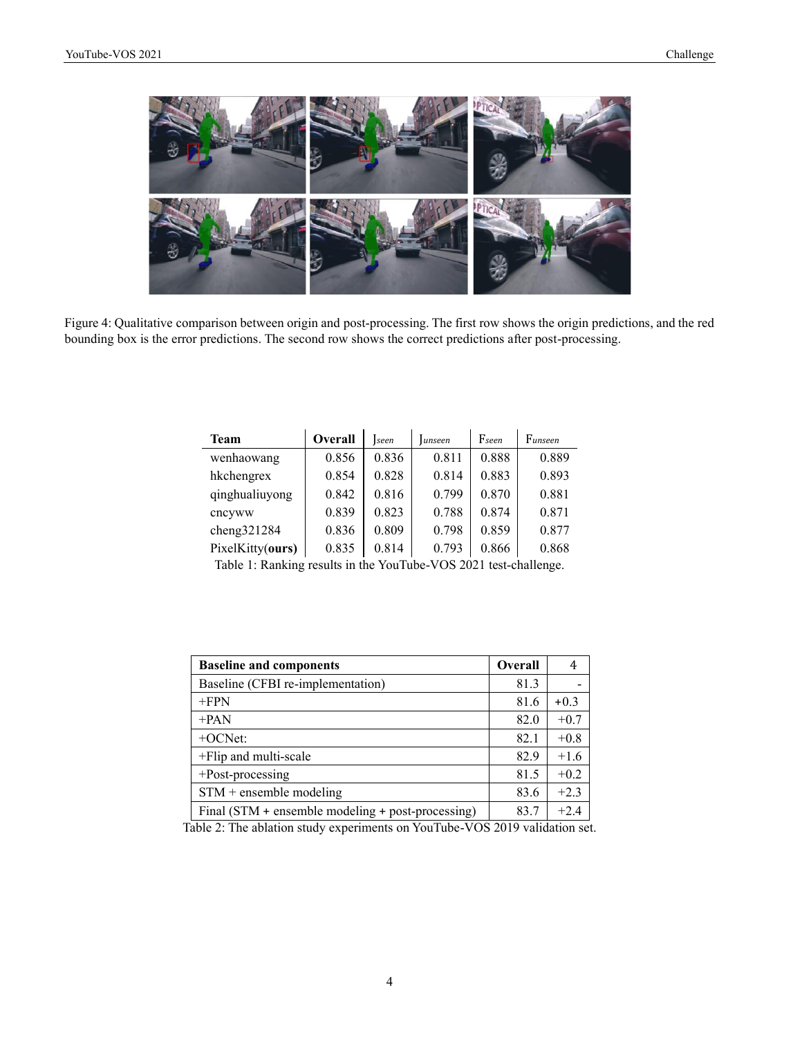Figure 4: Qualitative comparison between origin and post-processing. The first row shows the origin predictions, and the red bounding box is the error predictions. The second row shows the correct predictions after post-processing.

| **Team** | **Overall** | $J_{seen}$ | $J_{unseen}$ | $F_{seen}$ | $F_{unseen}$ |
|---|---|---|---|---|---|
| wenhaowang | 0.856 | 0.836 | 0.811 | 0.888 | 0.889 |
| hkchengrex | 0.854 | 0.828 | 0.814 | 0.883 | 0.893 |
| qinghualiuyong | 0.842 | 0.816 | 0.799 | 0.870 | 0.881 |
| cncyww | 0.839 | 0.823 | 0.788 | 0.874 | 0.871 |
| cheng321284 | 0.836 | 0.809 | 0.798 | 0.859 | 0.877 |
| PixelKitty(**ours**) | 0.835 | 0.814 | 0.793 | 0.866 | 0.868 |

Table 1: Ranking results in the YouTube-VOS 2021 test-challenge.

| **Baseline and components** | **Overall** | 4 |
|---|---|---|
| Baseline (CFBI re-implementation) | 81.3 | - |
| +FPN | 81.6 | +0.3 |
| +PAN | 82.0 | +0.7 |
| +OCNet: | 82.1 | +0.8 |
| +Flip and multi-scale | 82.9 | +1.6 |
| +Post-processing | 81.5 | +0.2 |
| STM + ensemble modeling | 83.6 | +2.3 |
| Final (STM + ensemble modeling + post-processing) | 83.7 | +2.4 |

Table 2: The ablation study experiments on YouTube-VOS 2019 validation set.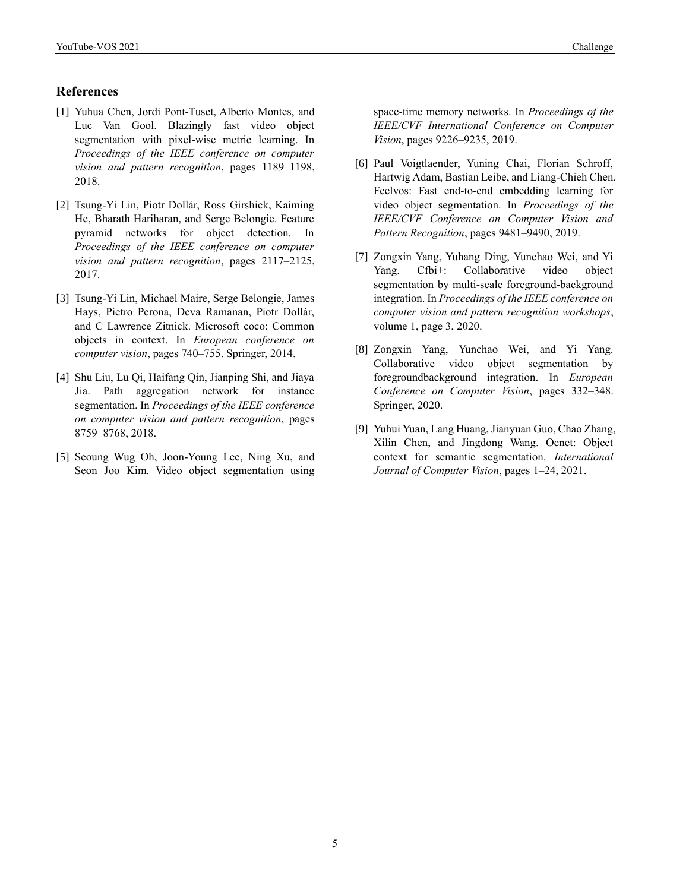## References

[1] Yuhua Chen, Jordi Pont-Tuset, Alberto Montes, and Luc Van Gool. Blazingly fast video object segmentation with pixel-wise metric learning. In *Proceedings of the IEEE conference on computer vision and pattern recognition*, pages 1189–1198, 2018.

[2] Tsung-Yi Lin, Piotr Dollár, Ross Girshick, Kaiming He, Bharath Hariharan, and Serge Belongie. Feature pyramid networks for object detection. In *Proceedings of the IEEE conference on computer vision and pattern recognition*, pages 2117–2125, 2017.

[3] Tsung-Yi Lin, Michael Maire, Serge Belongie, James Hays, Pietro Perona, Deva Ramanan, Piotr Dollár, and C Lawrence Zitnick. Microsoft coco: Common objects in context. In *European conference on computer vision*, pages 740–755. Springer, 2014.

[4] Shu Liu, Lu Qi, Haifang Qin, Jianping Shi, and Jiaya Jia. Path aggregation network for instance segmentation. In *Proceedings of the IEEE conference on computer vision and pattern recognition*, pages 8759–8768, 2018.

[5] Seoung Wug Oh, Joon-Young Lee, Ning Xu, and Seon Joo Kim. Video object segmentation using space-time memory networks. In *Proceedings of the IEEE/CVF International Conference on Computer Vision*, pages 9226–9235, 2019.

[6] Paul Voigtlaender, Yuning Chai, Florian Schroff, Hartwig Adam, Bastian Leibe, and Liang-Chieh Chen. Feelvos: Fast end-to-end embedding learning for video object segmentation. In *Proceedings of the IEEE/CVF Conference on Computer Vision and Pattern Recognition*, pages 9481–9490, 2019.

[7] Zongxin Yang, Yuhang Ding, Yunchao Wei, and Yi Yang. Cfbi+: Collaborative video object segmentation by multi-scale foreground-background integration. In *Proceedings of the IEEE conference on computer vision and pattern recognition workshops*, volume 1, page 3, 2020.

[8] Zongxin Yang, Yunchao Wei, and Yi Yang. Collaborative video object segmentation by foregroundbackground integration. In *European Conference on Computer Vision*, pages 332–348. Springer, 2020.

[9] Yuhui Yuan, Lang Huang, Jianyuan Guo, Chao Zhang, Xilin Chen, and Jingdong Wang. Ocnet: Object context for semantic segmentation. *International Journal of Computer Vision*, pages 1–24, 2021.